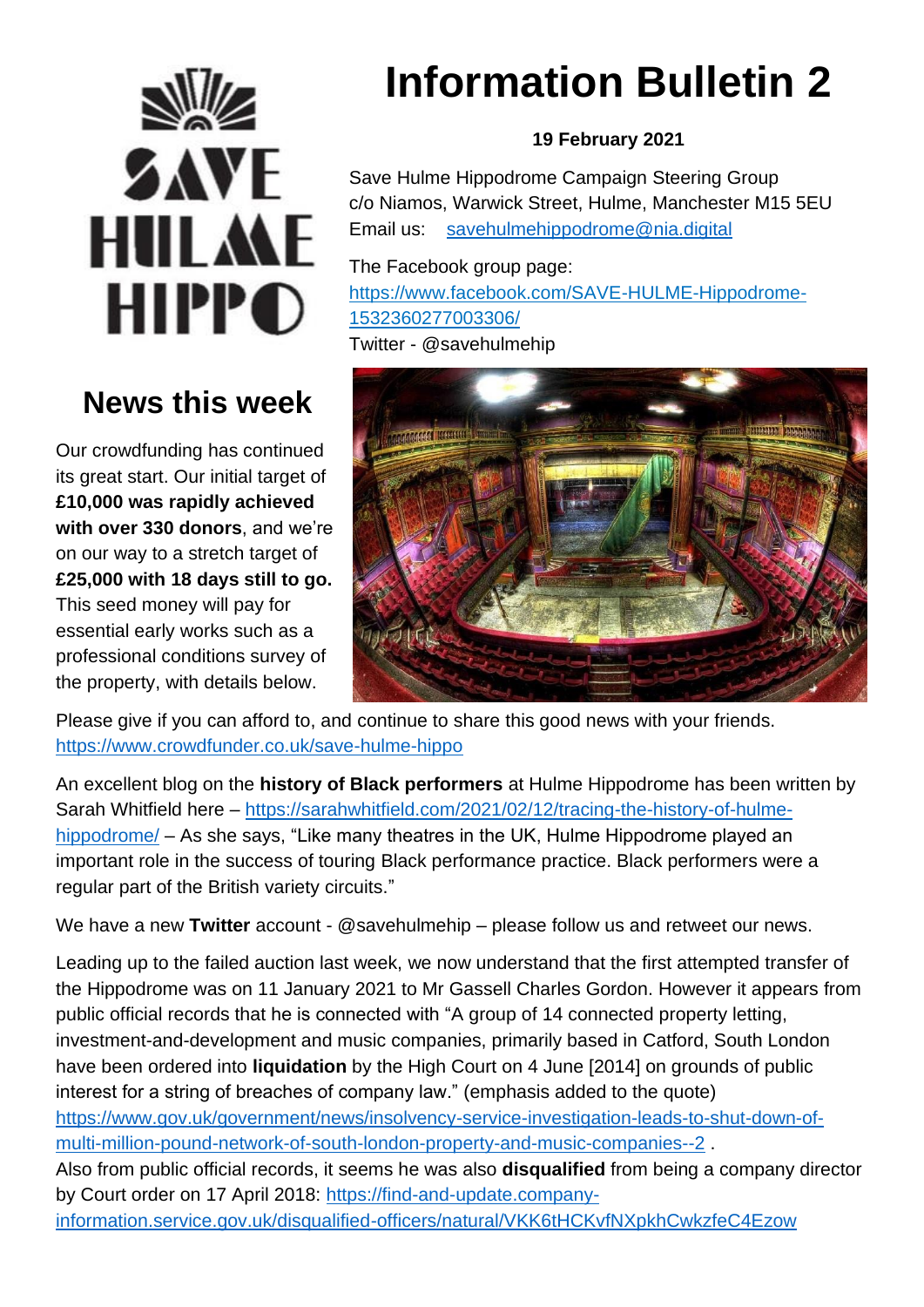SAVE HULME HIPPO

# Information Bulletin 2

**19 February 2021**

Save Hulme Hippodrome Campaign Steering Group
c/o Niamos, Warwick Street, Hulme, Manchester M15 5EU
Email us: savehulmehippodrome@nia.digital

The Facebook group page:
https://www.facebook.com/SAVE-HULME-Hippodrome-1532360277003306/
Twitter - @savehulmehip

## News this week

Our crowdfunding has continued its great start. Our initial target of **£10,000 was rapidly achieved with over 330 donors**, and we're on our way to a stretch target of **£25,000 with 18 days still to go.** This seed money will pay for essential early works such as a professional conditions survey of the property, with details below.

Please give if you can afford to, and continue to share this good news with your friends.
https://www.crowdfunder.co.uk/save-hulme-hippo

An excellent blog on the **history of Black performers** at Hulme Hippodrome has been written by Sarah Whitfield here – https://sarahwhitfield.com/2021/02/12/tracing-the-history-of-hulme-hippodrome/ – As she says, "Like many theatres in the UK, Hulme Hippodrome played an important role in the success of touring Black performance practice. Black performers were a regular part of the British variety circuits."

We have a new **Twitter** account - @savehulmehip – please follow us and retweet our news.

Leading up to the failed auction last week, we now understand that the first attempted transfer of the Hippodrome was on 11 January 2021 to Mr Gassell Charles Gordon. However it appears from public official records that he is connected with "A group of 14 connected property letting, investment-and-development and music companies, primarily based in Catford, South London have been ordered into **liquidation** by the High Court on 4 June [2014] on grounds of public interest for a string of breaches of company law." (emphasis added to the quote)
https://www.gov.uk/government/news/insolvency-service-investigation-leads-to-shut-down-of-multi-million-pound-network-of-south-london-property-and-music-companies--2 .
Also from public official records, it seems he was also **disqualified** from being a company director by Court order on 17 April 2018: https://find-and-update.company-information.service.gov.uk/disqualified-officers/natural/VKK6tHCKvfNXpkhCwkzfeC4Ezow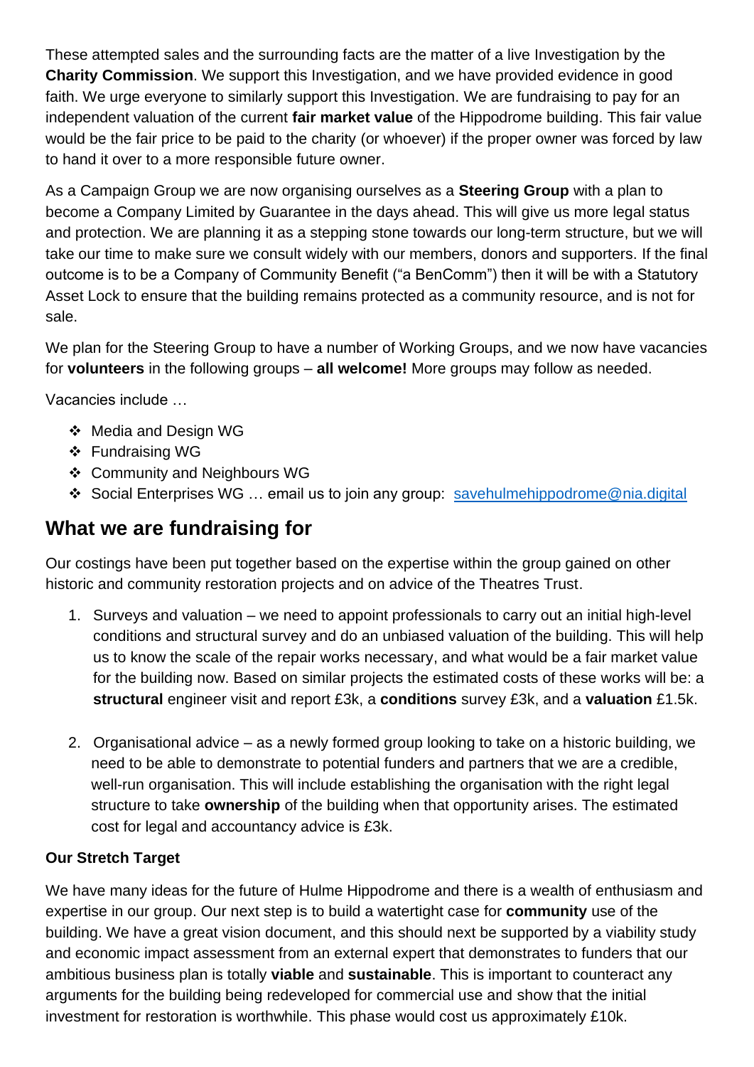These attempted sales and the surrounding facts are the matter of a live Investigation by the **Charity Commission**. We support this Investigation, and we have provided evidence in good faith. We urge everyone to similarly support this Investigation. We are fundraising to pay for an independent valuation of the current **fair market value** of the Hippodrome building. This fair value would be the fair price to be paid to the charity (or whoever) if the proper owner was forced by law to hand it over to a more responsible future owner.

As a Campaign Group we are now organising ourselves as a **Steering Group** with a plan to become a Company Limited by Guarantee in the days ahead. This will give us more legal status and protection. We are planning it as a stepping stone towards our long-term structure, but we will take our time to make sure we consult widely with our members, donors and supporters. If the final outcome is to be a Company of Community Benefit ("a BenComm") then it will be with a Statutory Asset Lock to ensure that the building remains protected as a community resource, and is not for sale.

We plan for the Steering Group to have a number of Working Groups, and we now have vacancies for **volunteers** in the following groups – **all welcome!** More groups may follow as needed.

Vacancies include …

- Media and Design WG
- Fundraising WG
- Community and Neighbours WG
- Social Enterprises WG … email us to join any group: savehulmehippodrome@nia.digital

## What we are fundraising for

Our costings have been put together based on the expertise within the group gained on other historic and community restoration projects and on advice of the Theatres Trust.

1. Surveys and valuation – we need to appoint professionals to carry out an initial high-level conditions and structural survey and do an unbiased valuation of the building. This will help us to know the scale of the repair works necessary, and what would be a fair market value for the building now. Based on similar projects the estimated costs of these works will be: a **structural** engineer visit and report £3k, a **conditions** survey £3k, and a **valuation** £1.5k.

2. Organisational advice – as a newly formed group looking to take on a historic building, we need to be able to demonstrate to potential funders and partners that we are a credible, well-run organisation. This will include establishing the organisation with the right legal structure to take **ownership** of the building when that opportunity arises. The estimated cost for legal and accountancy advice is £3k.

**Our Stretch Target**

We have many ideas for the future of Hulme Hippodrome and there is a wealth of enthusiasm and expertise in our group. Our next step is to build a watertight case for **community** use of the building. We have a great vision document, and this should next be supported by a viability study and economic impact assessment from an external expert that demonstrates to funders that our ambitious business plan is totally **viable** and **sustainable**. This is important to counteract any arguments for the building being redeveloped for commercial use and show that the initial investment for restoration is worthwhile. This phase would cost us approximately £10k.